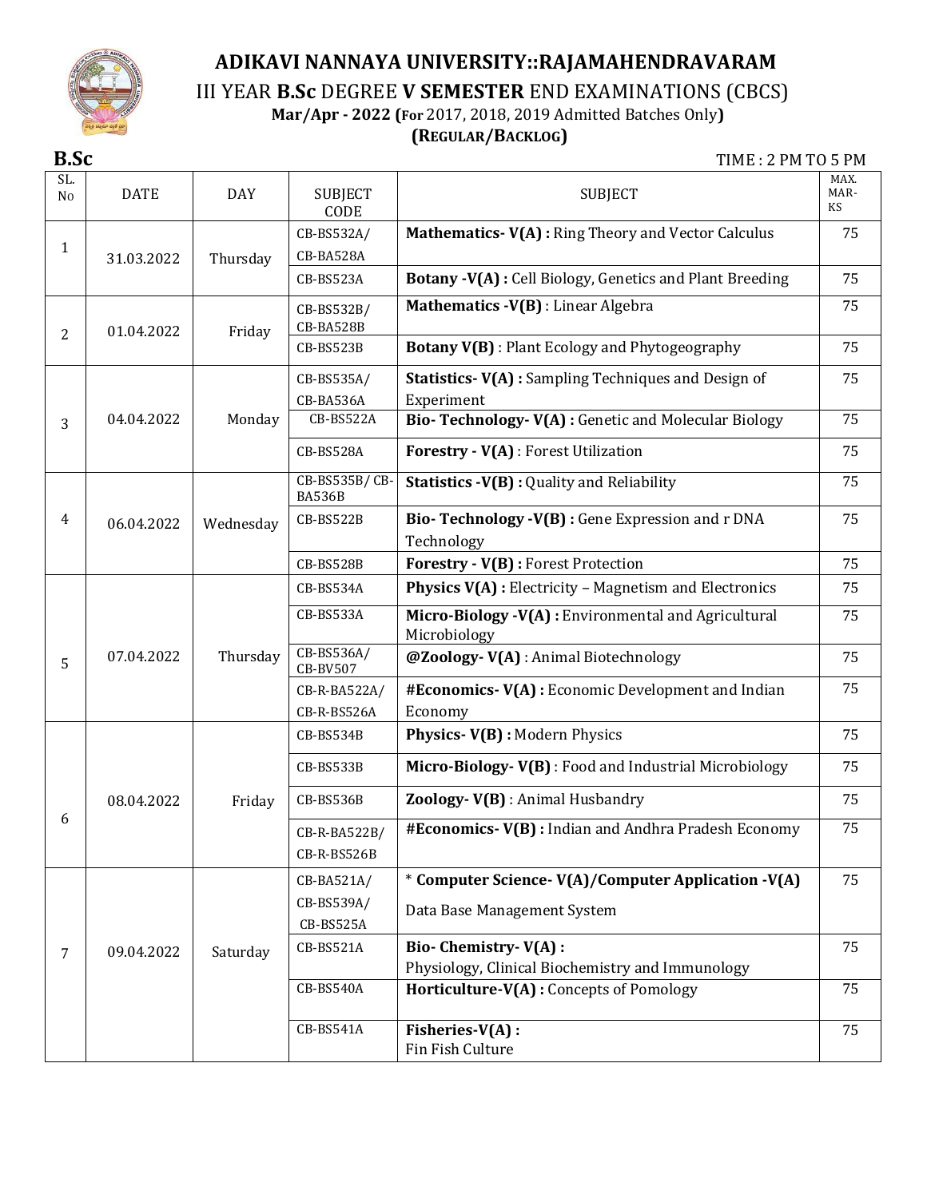# ADIKAVI NANNAYA UNIVERSITY::RAJAMAHENDRAVARAM

## III YEAR **B.Sc** DEGREE **V SEMESTER** END EXAMINATIONS (CBCS)

**Mar/Apr - 2022 (For** 2017, 2018, 2019 Admitted Batches Only**)**

**(REGULAR/BACKLOG)**

**B.Sc** TIME : 2 PM TO 5 PM

| SL. No | DATE | DAY | SUBJECT CODE | SUBJECT | MAX. MARKS |
|---|---|---|---|---|---|
| 1 | 31.03.2022 | Thursday | CB-BS532A/ CB-BA528A | **Mathematics- V(A) :** Ring Theory and Vector Calculus | 75 |
| | | | CB-BS523A | **Botany -V(A) :** Cell Biology, Genetics and Plant Breeding | 75 |
| 2 | 01.04.2022 | Friday | CB-BS532B/ CB-BA528B | **Mathematics -V(B)** : Linear Algebra | 75 |
| | | | CB-BS523B | **Botany V(B)** : Plant Ecology and Phytogeography | 75 |
| 3 | 04.04.2022 | Monday | CB-BS535A/ CB-BA536A | **Statistics- V(A) :** Sampling Techniques and Design of Experiment | 75 |
| | | | CB-BS522A | **Bio- Technology- V(A) :** Genetic and Molecular Biology | 75 |
| | | | CB-BS528A | **Forestry - V(A)** : Forest Utilization | 75 |
| 4 | 06.04.2022 | Wednesday | CB-BS535B/ CB-BA536B | **Statistics -V(B) :** Quality and Reliability | 75 |
| | | | CB-BS522B | **Bio- Technology -V(B) :** Gene Expression and r DNA Technology | 75 |
| | | | CB-BS528B | **Forestry - V(B) :** Forest Protection | 75 |
| 5 | 07.04.2022 | Thursday | CB-BS534A | **Physics V(A) :** Electricity – Magnetism and Electronics | 75 |
| | | | CB-BS533A | **Micro-Biology -V(A) :** Environmental and Agricultural Microbiology | 75 |
| | | | CB-BS536A/ CB-BV507 | **@Zoology- V(A)** : Animal Biotechnology | 75 |
| | | | CB-R-BA522A/ CB-R-BS526A | **#Economics- V(A) :** Economic Development and Indian Economy | 75 |
| 6 | 08.04.2022 | Friday | CB-BS534B | **Physics- V(B) :** Modern Physics | 75 |
| | | | CB-BS533B | **Micro-Biology- V(B)** : Food and Industrial Microbiology | 75 |
| | | | CB-BS536B | **Zoology- V(B)** : Animal Husbandry | 75 |
| | | | CB-R-BA522B/ CB-R-BS526B | **#Economics- V(B) :** Indian and Andhra Pradesh Economy | 75 |
| 7 | 09.04.2022 | Saturday | CB-BA521A/ CB-BS539A/ CB-BS525A | * **Computer Science- V(A)/Computer Application -V(A)** Data Base Management System | 75 |
| | | | CB-BS521A | **Bio- Chemistry- V(A) :** Physiology, Clinical Biochemistry and Immunology | 75 |
| | | | CB-BS540A | **Horticulture-V(A) :** Concepts of Pomology | 75 |
| | | | CB-BS541A | **Fisheries-V(A) :** Fin Fish Culture | 75 |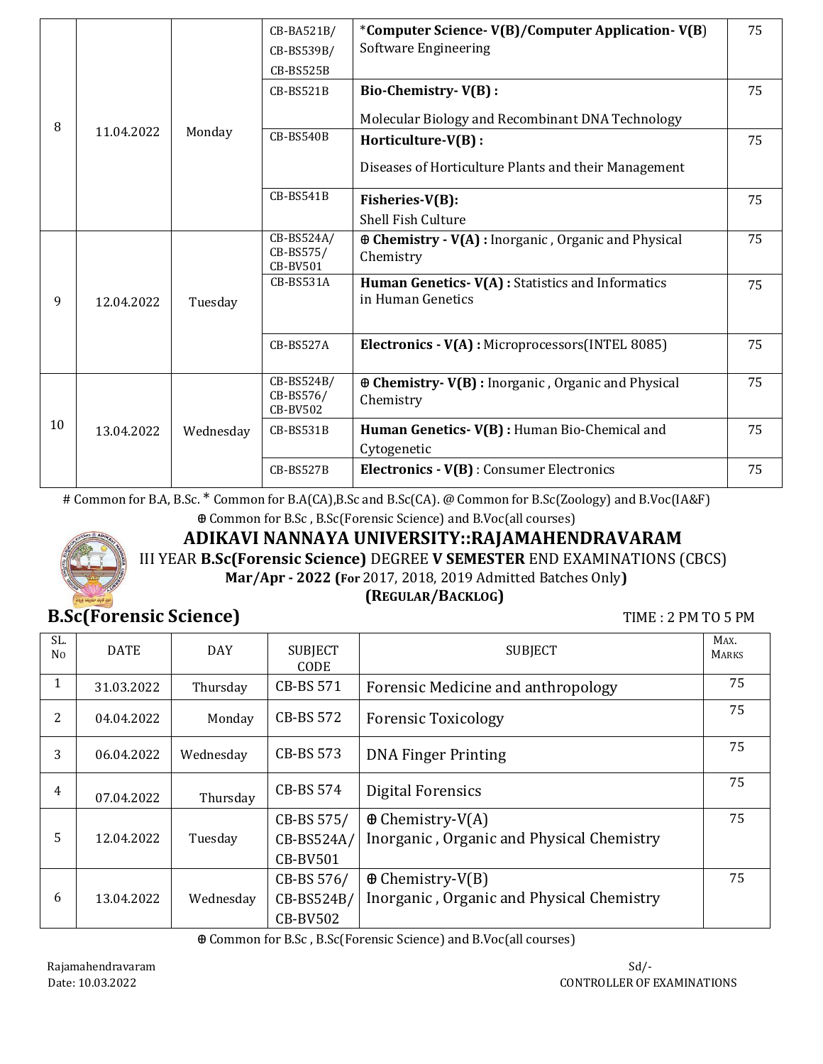| | | | | | |
|---|---|---|---|---|---|
| 8 | 11.04.2022 | Monday | CB-BA521B/ CB-BS539B/ CB-BS525B | ***Computer Science- V(B)/Computer Application- V(B**) Software Engineering | 75 |
| | | | CB-BS521B | **Bio-Chemistry- V(B) :** Molecular Biology and Recombinant DNA Technology | 75 |
| | | | CB-BS540B | **Horticulture-V(B) :** Diseases of Horticulture Plants and their Management | 75 |
| | | | CB-BS541B | **Fisheries-V(B):** Shell Fish Culture | 75 |
| 9 | 12.04.2022 | Tuesday | CB-BS524A/ CB-BS575/ CB-BV501 | **⊕ Chemistry - V(A) :** Inorganic , Organic and Physical Chemistry | 75 |
| | | | CB-BS531A | **Human Genetics- V(A) :** Statistics and Informatics in Human Genetics | 75 |
| | | | CB-BS527A | **Electronics - V(A) :** Microprocessors(INTEL 8085) | 75 |
| 10 | 13.04.2022 | Wednesday | CB-BS524B/ CB-BS576/ CB-BV502 | **⊕ Chemistry- V(B) :** Inorganic , Organic and Physical Chemistry | 75 |
| | | | CB-BS531B | **Human Genetics- V(B) :** Human Bio-Chemical and Cytogenetic | 75 |
| | | | CB-BS527B | **Electronics - V(B)** : Consumer Electronics | 75 |

# Common for B.A, B.Sc. * Common for B.A(CA),B.Sc and B.Sc(CA). @ Common for B.Sc(Zoology) and B.Voc(IA&F)

⊕ Common for B.Sc , B.Sc(Forensic Science) and B.Voc(all courses)

## ADIKAVI NANNAYA UNIVERSITY::RAJAMAHENDRAVARAM

III YEAR **B.Sc(Forensic Science)** DEGREE **V SEMESTER** END EXAMINATIONS (CBCS)

**Mar/Apr - 2022 (For** 2017, 2018, 2019 Admitted Batches Only**)**

**(REGULAR/BACKLOG)**

## B.Sc(Forensic Science)

TIME : 2 PM TO 5 PM

| SL. No | DATE | DAY | SUBJECT CODE | SUBJECT | MAX. MARKS |
|---|---|---|---|---|---|
| 1 | 31.03.2022 | Thursday | CB-BS 571 | Forensic Medicine and anthropology | 75 |
| 2 | 04.04.2022 | Monday | CB-BS 572 | Forensic Toxicology | 75 |
| 3 | 06.04.2022 | Wednesday | CB-BS 573 | DNA Finger Printing | 75 |
| 4 | 07.04.2022 | Thursday | CB-BS 574 | Digital Forensics | 75 |
| 5 | 12.04.2022 | Tuesday | CB-BS 575/ CB-BS524A/ CB-BV501 | ⊕ Chemistry-V(A) Inorganic , Organic and Physical Chemistry | 75 |
| 6 | 13.04.2022 | Wednesday | CB-BS 576/ CB-BS524B/ CB-BV502 | ⊕ Chemistry-V(B) Inorganic , Organic and Physical Chemistry | 75 |

⊕ Common for B.Sc , B.Sc(Forensic Science) and B.Voc(all courses)

Rajamahendravaram
Date: 10.03.2022

Sd/-
CONTROLLER OF EXAMINATIONS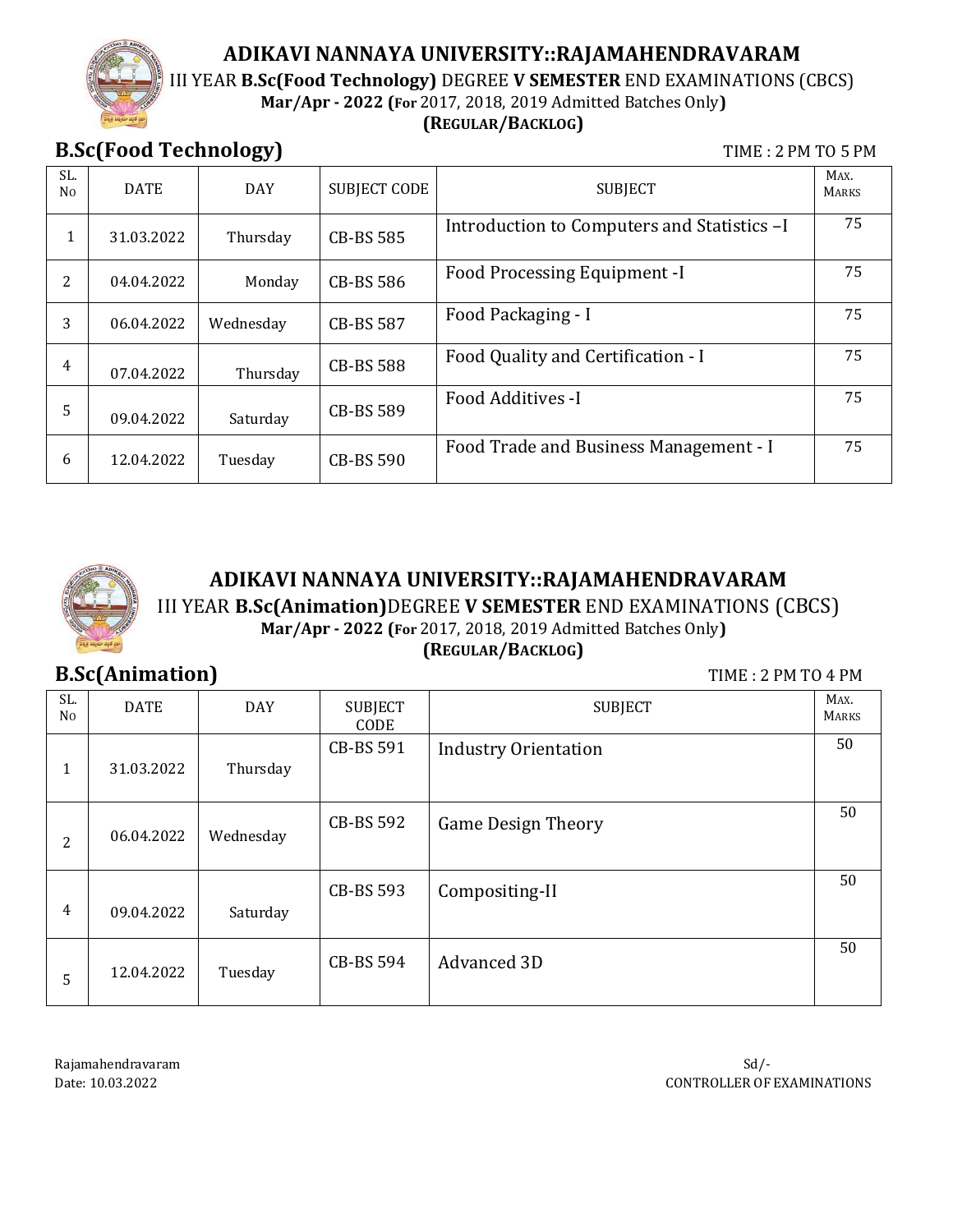# ADIKAVI NANNAYA UNIVERSITY::RAJAMAHENDRAVARAM

III YEAR **B.Sc(Food Technology)** DEGREE **V SEMESTER** END EXAMINATIONS (CBCS)

**Mar/Apr - 2022 (For** 2017, 2018, 2019 Admitted Batches Only**)**

**(REGULAR/BACKLOG)**

## B.Sc(Food Technology)

TIME : 2 PM TO 5 PM

| SL. No | DATE | DAY | SUBJECT CODE | SUBJECT | MAX. MARKS |
|---|---|---|---|---|---|
| 1 | 31.03.2022 | Thursday | CB-BS 585 | Introduction to Computers and Statistics –I | 75 |
| 2 | 04.04.2022 | Monday | CB-BS 586 | Food Processing Equipment -I | 75 |
| 3 | 06.04.2022 | Wednesday | CB-BS 587 | Food Packaging - I | 75 |
| 4 | 07.04.2022 | Thursday | CB-BS 588 | Food Quality and Certification - I | 75 |
| 5 | 09.04.2022 | Saturday | CB-BS 589 | Food Additives -I | 75 |
| 6 | 12.04.2022 | Tuesday | CB-BS 590 | Food Trade and Business Management - I | 75 |

# ADIKAVI NANNAYA UNIVERSITY::RAJAMAHENDRAVARAM

III YEAR **B.Sc(Animation)**DEGREE **V SEMESTER** END EXAMINATIONS (CBCS)

**Mar/Apr - 2022 (For** 2017, 2018, 2019 Admitted Batches Only**)**

**(REGULAR/BACKLOG)**

## B.Sc(Animation)

TIME : 2 PM TO 4 PM

| SL. No | DATE | DAY | SUBJECT CODE | SUBJECT | MAX. MARKS |
|---|---|---|---|---|---|
| 1 | 31.03.2022 | Thursday | CB-BS 591 | Industry Orientation | 50 |
| 2 | 06.04.2022 | Wednesday | CB-BS 592 | Game Design Theory | 50 |
| 4 | 09.04.2022 | Saturday | CB-BS 593 | Compositing-II | 50 |
| 5 | 12.04.2022 | Tuesday | CB-BS 594 | Advanced 3D | 50 |

Rajamahendravaram
Date: 10.03.2022

Sd/-
CONTROLLER OF EXAMINATIONS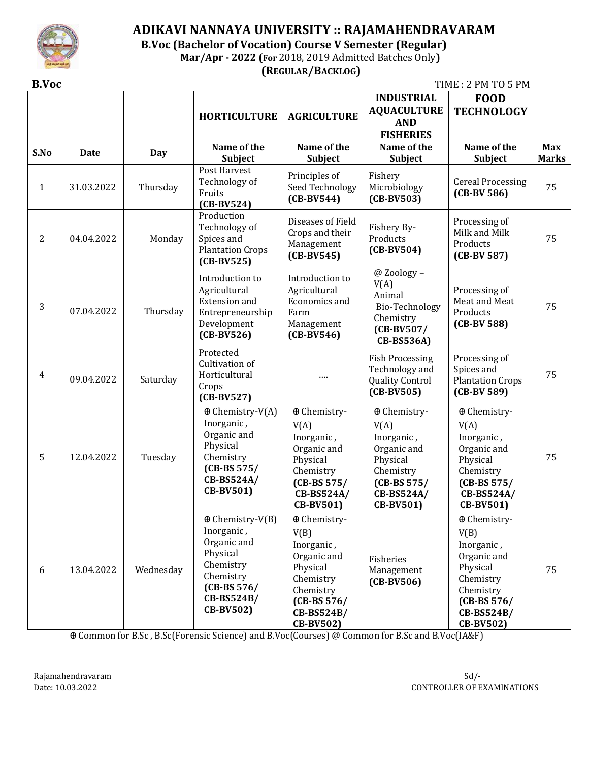# ADIKAVI NANNAYA UNIVERSITY :: RAJAMAHENDRAVARAM

**B.Voc (Bachelor of Vocation) Course V Semester (Regular)**

**Mar/Apr - 2022 (For** 2018, 2019 Admitted Batches Only**)**

**(REGULAR/BACKLOG)**

**B.Voc** TIME : 2 PM TO 5 PM

| | | | **HORTICULTURE** | **AGRICULTURE** | **INDUSTRIAL AQUACULTURE AND FISHERIES** | **FOOD TECHNOLOGY** | |
|---|---|---|---|---|---|---|---|
| **S.No** | **Date** | **Day** | **Name of the Subject** | **Name of the Subject** | **Name of the Subject** | **Name of the Subject** | **Max Marks** |
| 1 | 31.03.2022 | Thursday | Post Harvest Technology of Fruits **(CB-BV524)** | Principles of Seed Technology **(CB-BV544)** | Fishery Microbiology **(CB-BV503)** | Cereal Processing **(CB-BV 586)** | 75 |
| 2 | 04.04.2022 | Monday | Production Technology of Spices and Plantation Crops **(CB-BV525)** | Diseases of Field Crops and their Management **(CB-BV545)** | Fishery By-Products **(CB-BV504)** | Processing of Milk and Milk Products **(CB-BV 587)** | 75 |
| 3 | 07.04.2022 | Thursday | Introduction to Agricultural Extension and Entrepreneurship Development **(CB-BV526)** | Introduction to Agricultural Economics and Farm Management **(CB-BV546)** | @ Zoology – V(A) Animal Bio-Technology Chemistry **(CB-BV507/ CB-BS536A)** | Processing of Meat and Meat Products **(CB-BV 588)** | 75 |
| 4 | 09.04.2022 | Saturday | Protected Cultivation of Horticultural Crops **(CB-BV527)** | .... | Fish Processing Technology and Quality Control **(CB-BV505)** | Processing of Spices and Plantation Crops **(CB-BV 589)** | 75 |
| 5 | 12.04.2022 | Tuesday | ⊕ Chemistry-V(A) Inorganic , Organic and Physical Chemistry **(CB-BS 575/ CB-BS524A/ CB-BV501)** | ⊕ Chemistry-V(A) Inorganic , Organic and Physical Chemistry **(CB-BS 575/ CB-BS524A/ CB-BV501)** | ⊕ Chemistry-V(A) Inorganic , Organic and Physical Chemistry **(CB-BS 575/ CB-BS524A/ CB-BV501)** | ⊕ Chemistry-V(A) Inorganic , Organic and Physical Chemistry **(CB-BS 575/ CB-BS524A/ CB-BV501)** | 75 |
| 6 | 13.04.2022 | Wednesday | ⊕ Chemistry-V(B) Inorganic , Organic and Physical Chemistry Chemistry **(CB-BS 576/ CB-BS524B/ CB-BV502)** | ⊕ Chemistry-V(B) Inorganic , Organic and Physical Chemistry Chemistry **(CB-BS 576/ CB-BS524B/ CB-BV502)** | Fisheries Management **(CB-BV506)** | ⊕ Chemistry-V(B) Inorganic , Organic and Physical Chemistry Chemistry **(CB-BS 576/ CB-BS524B/ CB-BV502)** | 75 |

⊕ Common for B.Sc , B.Sc(Forensic Science) and B.Voc(Courses) @ Common for B.Sc and B.Voc(IA&F)

Rajamahendravaram
Date: 10.03.2022

Sd/-
CONTROLLER OF EXAMINATIONS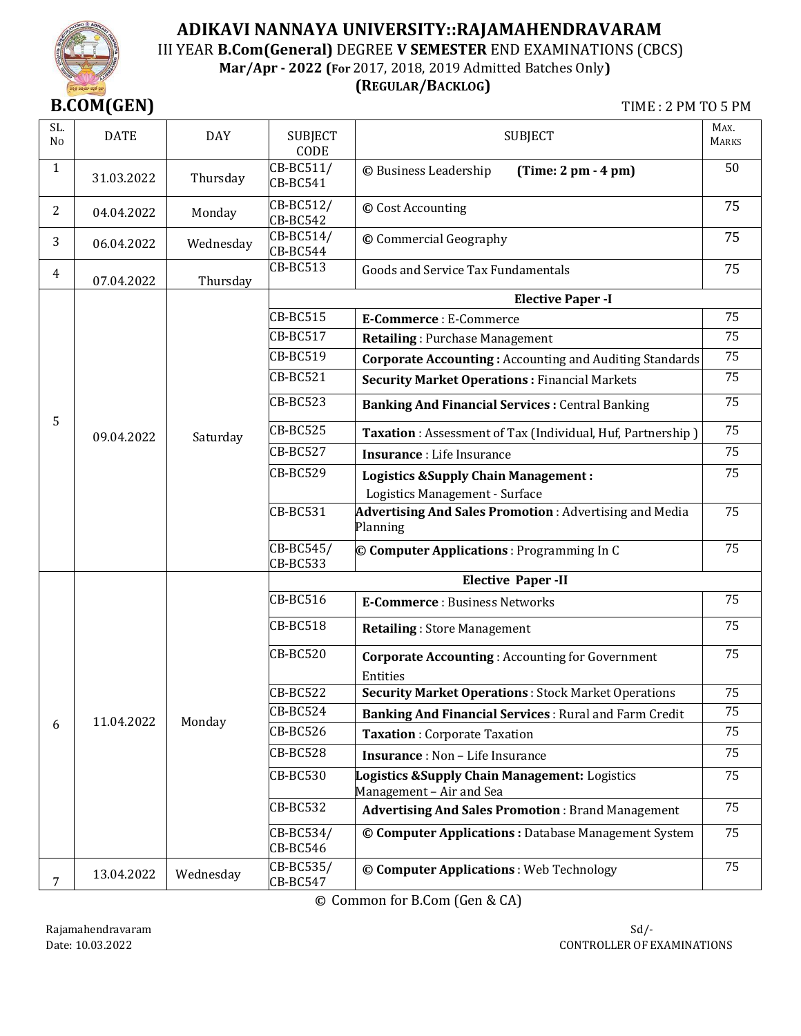# ADIKAVI NANNAYA UNIVERSITY::RAJAMAHENDRAVARAM

III YEAR **B.Com(General)** DEGREE **V SEMESTER** END EXAMINATIONS (CBCS)

**Mar/Apr - 2022 (For** 2017, 2018, 2019 Admitted Batches Only**)**

**(REGULAR/BACKLOG)**

## B.COM(GEN)

TIME : 2 PM TO 5 PM

| SL. No | DATE | DAY | SUBJECT CODE | SUBJECT | MAX. MARKS |
|---|---|---|---|---|---|
| 1 | 31.03.2022 | Thursday | CB-BC511/ CB-BC541 | © Business Leadership **(Time: 2 pm - 4 pm)** | 50 |
| 2 | 04.04.2022 | Monday | CB-BC512/ CB-BC542 | © Cost Accounting | 75 |
| 3 | 06.04.2022 | Wednesday | CB-BC514/ CB-BC544 | © Commercial Geography | 75 |
| 4 | 07.04.2022 | Thursday | CB-BC513 | Goods and Service Tax Fundamentals | 75 |
| 5 | 09.04.2022 | Saturday | | **Elective Paper -I** | |
| | | | CB-BC515 | **E-Commerce** : E-Commerce | 75 |
| | | | CB-BC517 | **Retailing** : Purchase Management | 75 |
| | | | CB-BC519 | **Corporate Accounting :** Accounting and Auditing Standards | 75 |
| | | | CB-BC521 | **Security Market Operations :** Financial Markets | 75 |
| | | | CB-BC523 | **Banking And Financial Services :** Central Banking | 75 |
| | | | CB-BC525 | **Taxation** : Assessment of Tax (Individual, Huf, Partnership ) | 75 |
| | | | CB-BC527 | **Insurance** : Life Insurance | 75 |
| | | | CB-BC529 | **Logistics &Supply Chain Management :** Logistics Management - Surface | 75 |
| | | | CB-BC531 | **Advertising And Sales Promotion** : Advertising and Media Planning | 75 |
| | | | CB-BC545/ CB-BC533 | **© Computer Applications** : Programming In C | 75 |
| 6 | 11.04.2022 | Monday | | **Elective Paper -II** | |
| | | | CB-BC516 | **E-Commerce** : Business Networks | 75 |
| | | | CB-BC518 | **Retailing** : Store Management | 75 |
| | | | CB-BC520 | **Corporate Accounting** : Accounting for Government Entities | 75 |
| | | | CB-BC522 | **Security Market Operations** : Stock Market Operations | 75 |
| | | | CB-BC524 | **Banking And Financial Services** : Rural and Farm Credit | 75 |
| | | | CB-BC526 | **Taxation** : Corporate Taxation | 75 |
| | | | CB-BC528 | **Insurance** : Non – Life Insurance | 75 |
| | | | CB-BC530 | **Logistics &Supply Chain Management:** Logistics Management – Air and Sea | 75 |
| | | | CB-BC532 | **Advertising And Sales Promotion** : Brand Management | 75 |
| | | | CB-BC534/ CB-BC546 | **© Computer Applications :** Database Management System | 75 |
| 7 | 13.04.2022 | Wednesday | CB-BC535/ CB-BC547 | **© Computer Applications** : Web Technology | 75 |

© Common for B.Com (Gen & CA)

Rajamahendravaram
Date: 10.03.2022

Sd/-
CONTROLLER OF EXAMINATIONS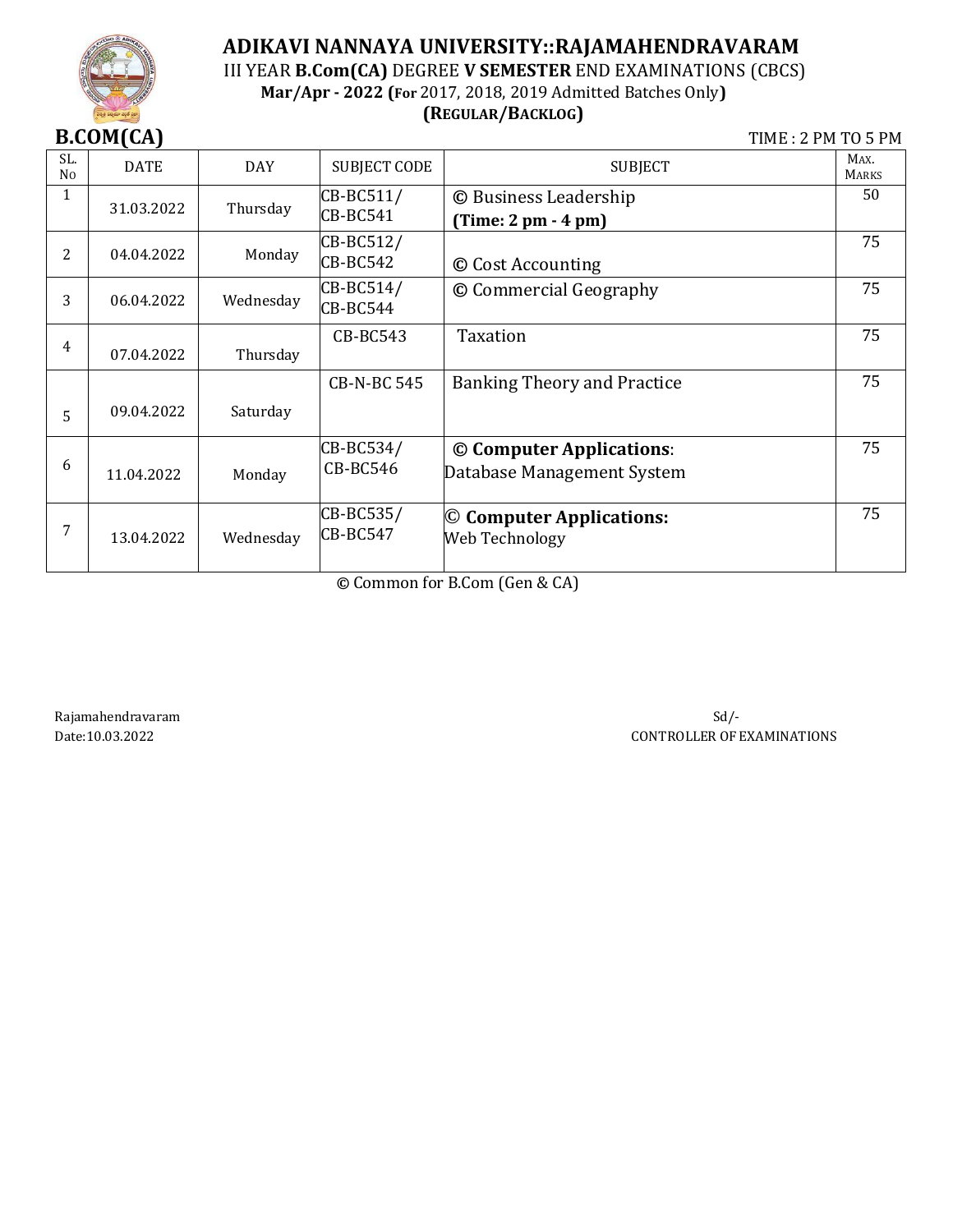# ADIKAVI NANNAYA UNIVERSITY::RAJAMAHENDRAVARAM

III YEAR **B.Com(CA)** DEGREE **V SEMESTER** END EXAMINATIONS (CBCS)

**Mar/Apr - 2022 (For** 2017, 2018, 2019 Admitted Batches Only**)**

**(REGULAR/BACKLOG)**

**B.COM(CA)** TIME : 2 PM TO 5 PM

| SL. No | DATE | DAY | SUBJECT CODE | SUBJECT | MAX. MARKS |
|---|---|---|---|---|---|
| 1 | 31.03.2022 | Thursday | CB-BC511/ CB-BC541 | © Business Leadership **(Time: 2 pm - 4 pm)** | 50 |
| 2 | 04.04.2022 | Monday | CB-BC512/ CB-BC542 | © Cost Accounting | 75 |
| 3 | 06.04.2022 | Wednesday | CB-BC514/ CB-BC544 | © Commercial Geography | 75 |
| 4 | 07.04.2022 | Thursday | CB-BC543 | Taxation | 75 |
| 5 | 09.04.2022 | Saturday | CB-N-BC 545 | Banking Theory and Practice | 75 |
| 6 | 11.04.2022 | Monday | CB-BC534/ CB-BC546 | © **Computer Applications**: Database Management System | 75 |
| 7 | 13.04.2022 | Wednesday | CB-BC535/ CB-BC547 | © **Computer Applications:** Web Technology | 75 |

© Common for B.Com (Gen & CA)

Rajamahendravaram
Date:10.03.2022

Sd/-
CONTROLLER OF EXAMINATIONS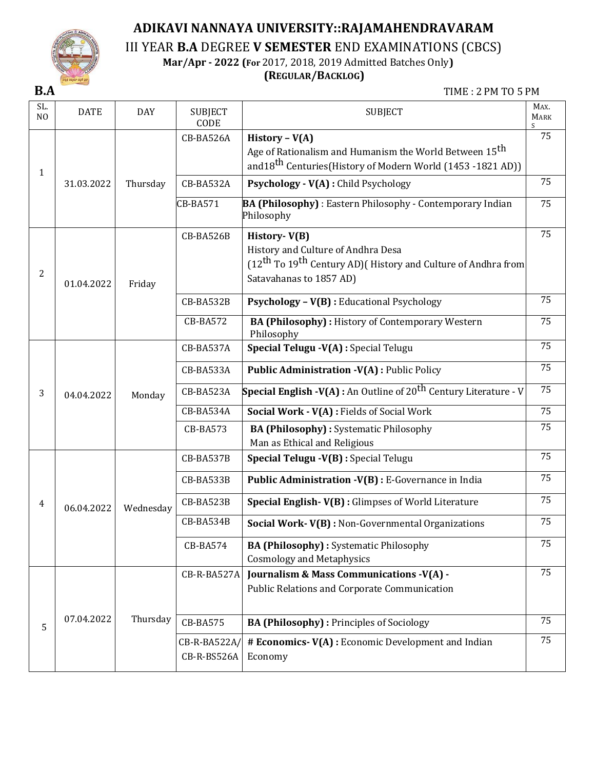# ADIKAVI NANNAYA UNIVERSITY::RAJAMAHENDRAVARAM

## III YEAR **B.A** DEGREE **V SEMESTER** END EXAMINATIONS (CBCS)

**Mar/Apr - 2022 (For** 2017, 2018, 2019 Admitted Batches Only**)**

**(REGULAR/BACKLOG)**

**B.A** TIME : 2 PM TO 5 PM

| SL. NO | DATE | DAY | SUBJECT CODE | SUBJECT | MAX. MARKS |
|---|---|---|---|---|---|
| 1 | 31.03.2022 | Thursday | CB-BA526A | **History – V(A)** Age of Rationalism and Humanism the World Between 15th and18th Centuries(History of Modern World (1453 -1821 AD)) | 75 |
| | | | CB-BA532A | **Psychology - V(A) :** Child Psychology | 75 |
| | | | CB-BA571 | **BA (Philosophy)** : Eastern Philosophy - Contemporary Indian Philosophy | 75 |
| 2 | 01.04.2022 | Friday | CB-BA526B | **History- V(B)** History and Culture of Andhra Desa (12th To 19th Century AD)( History and Culture of Andhra from Satavahanas to 1857 AD) | 75 |
| | | | CB-BA532B | **Psychology – V(B) :** Educational Psychology | 75 |
| | | | CB-BA572 | **BA (Philosophy) :** History of Contemporary Western Philosophy | 75 |
| 3 | 04.04.2022 | Monday | CB-BA537A | **Special Telugu -V(A) :** Special Telugu | 75 |
| | | | CB-BA533A | **Public Administration -V(A) :** Public Policy | 75 |
| | | | CB-BA523A | **Special English -V(A) :** An Outline of 20th Century Literature - V | 75 |
| | | | CB-BA534A | **Social Work - V(A) :** Fields of Social Work | 75 |
| | | | CB-BA573 | **BA (Philosophy) :** Systematic Philosophy Man as Ethical and Religious | 75 |
| 4 | 06.04.2022 | Wednesday | CB-BA537B | **Special Telugu -V(B) :** Special Telugu | 75 |
| | | | CB-BA533B | **Public Administration -V(B) :** E-Governance in India | 75 |
| | | | CB-BA523B | **Special English- V(B) :** Glimpses of World Literature | 75 |
| | | | CB-BA534B | **Social Work- V(B) :** Non-Governmental Organizations | 75 |
| | | | CB-BA574 | **BA (Philosophy) :** Systematic Philosophy Cosmology and Metaphysics | 75 |
| 5 | 07.04.2022 | Thursday | CB-R-BA527A | **Journalism & Mass Communications -V(A) -** Public Relations and Corporate Communication | 75 |
| | | | CB-BA575 | **BA (Philosophy) :** Principles of Sociology | 75 |
| | | | CB-R-BA522A/ CB-R-BS526A | **# Economics- V(A) :** Economic Development and Indian Economy | 75 |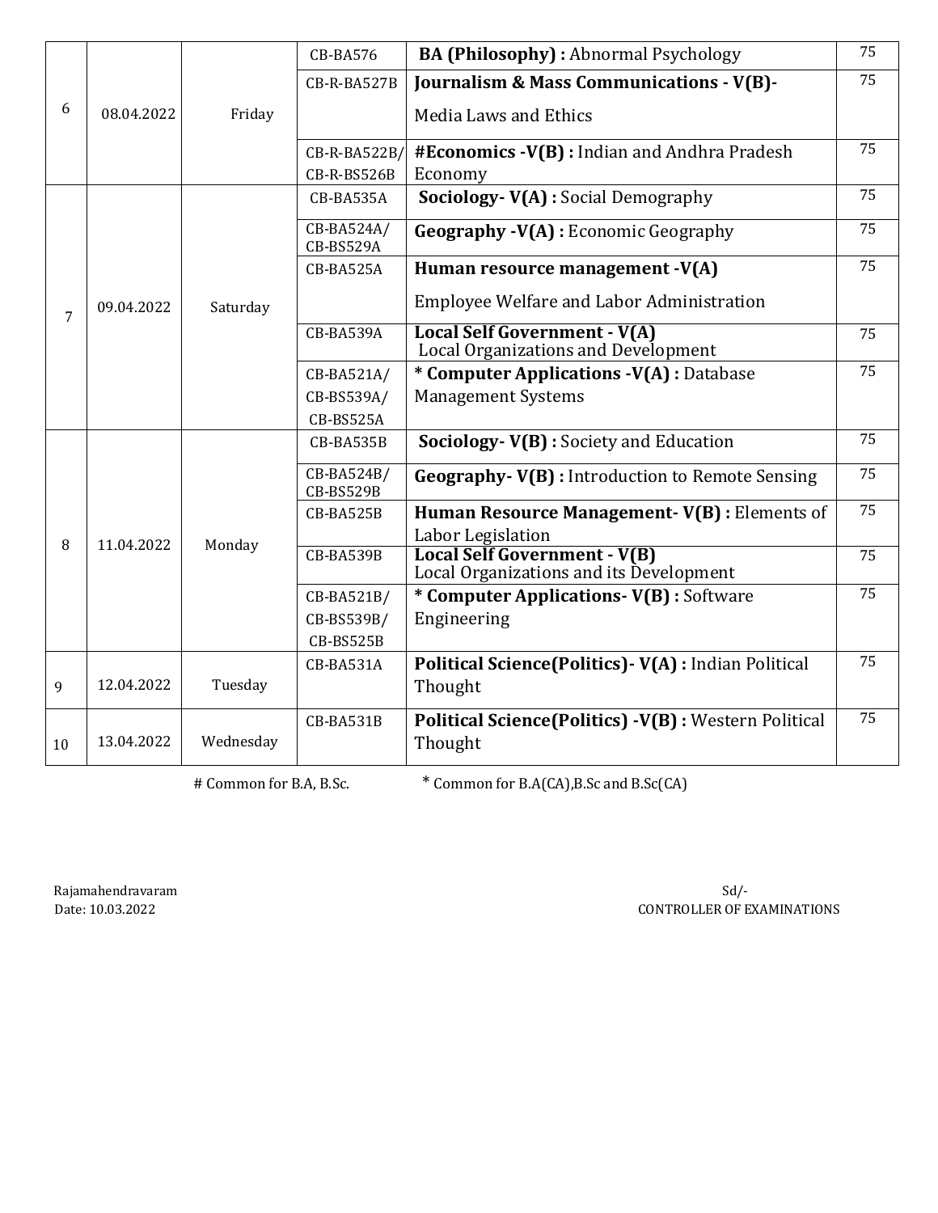| 6 | 08.04.2022 | Friday | CB-BA576 | **BA (Philosophy) :** Abnormal Psychology | 75 |
|---|---|---|---|---|---|
| | | | CB-R-BA527B | **Journalism & Mass Communications - V(B)-** Media Laws and Ethics | 75 |
| | | | CB-R-BA522B/ CB-R-BS526B | **#Economics -V(B) :** Indian and Andhra Pradesh Economy | 75 |
| 7 | 09.04.2022 | Saturday | CB-BA535A | **Sociology- V(A) :** Social Demography | 75 |
| | | | CB-BA524A/ CB-BS529A | **Geography -V(A) :** Economic Geography | 75 |
| | | | CB-BA525A | **Human resource management -V(A)** Employee Welfare and Labor Administration | 75 |
| | | | CB-BA539A | **Local Self Government - V(A)** Local Organizations and Development | 75 |
| | | | CB-BA521A/ CB-BS539A/ CB-BS525A | **\* Computer Applications -V(A) :** Database Management Systems | 75 |
| 8 | 11.04.2022 | Monday | CB-BA535B | **Sociology- V(B) :** Society and Education | 75 |
| | | | CB-BA524B/ CB-BS529B | **Geography- V(B) :** Introduction to Remote Sensing | 75 |
| | | | CB-BA525B | **Human Resource Management- V(B) :** Elements of Labor Legislation | 75 |
| | | | CB-BA539B | **Local Self Government - V(B)** Local Organizations and its Development | 75 |
| | | | CB-BA521B/ CB-BS539B/ CB-BS525B | **\* Computer Applications- V(B) :** Software Engineering | 75 |
| 9 | 12.04.2022 | Tuesday | CB-BA531A | **Political Science(Politics)- V(A) :** Indian Political Thought | 75 |
| 10 | 13.04.2022 | Wednesday | CB-BA531B | **Political Science(Politics) -V(B) :** Western Political Thought | 75 |

# Common for B.A, B.Sc. * Common for B.A(CA),B.Sc and B.Sc(CA)

Rajamahendravaram
Date: 10.03.2022

Sd/-
CONTROLLER OF EXAMINATIONS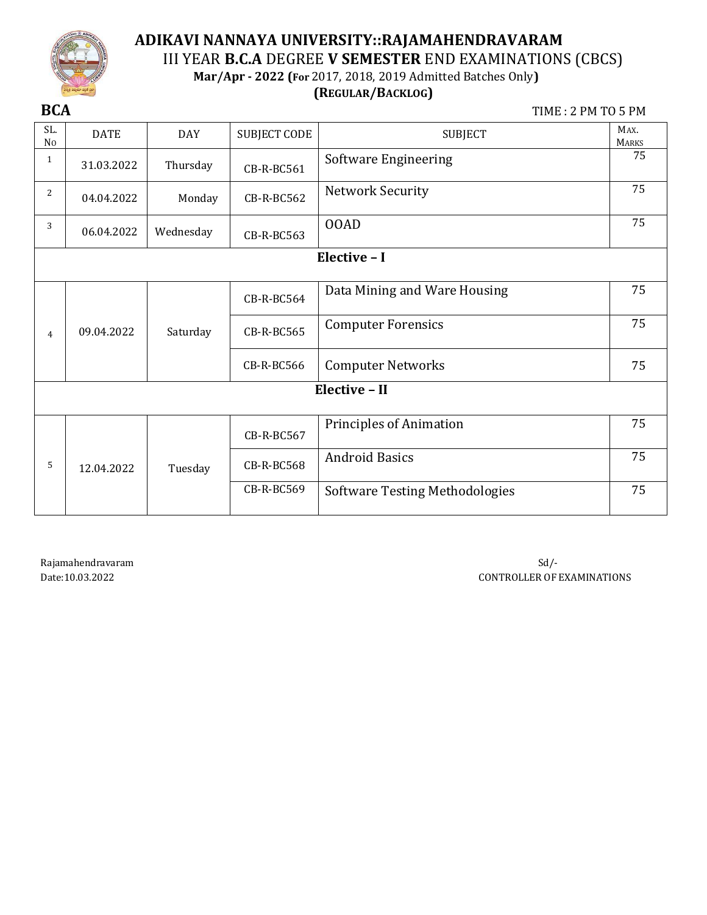# ADIKAVI NANNAYA UNIVERSITY::RAJAMAHENDRAVARAM

## III YEAR B.C.A DEGREE V SEMESTER END EXAMINATIONS (CBCS)

**Mar/Apr - 2022 (For 2017, 2018, 2019 Admitted Batches Only)**

**(REGULAR/BACKLOG)**

**BCA** TIME : 2 PM TO 5 PM

| SL. No | DATE | DAY | SUBJECT CODE | SUBJECT | MAX. MARKS |
|---|---|---|---|---|---|
| 1 | 31.03.2022 | Thursday | CB-R-BC561 | Software Engineering | 75 |
| 2 | 04.04.2022 | Monday | CB-R-BC562 | Network Security | 75 |
| 3 | 06.04.2022 | Wednesday | CB-R-BC563 | OOAD | 75 |
| | | | | **Elective – I** | |
| 4 | 09.04.2022 | Saturday | CB-R-BC564 | Data Mining and Ware Housing | 75 |
| | | | CB-R-BC565 | Computer Forensics | 75 |
| | | | CB-R-BC566 | Computer Networks | 75 |
| | | | | **Elective – II** | |
| 5 | 12.04.2022 | Tuesday | CB-R-BC567 | Principles of Animation | 75 |
| | | | CB-R-BC568 | Android Basics | 75 |
| | | | CB-R-BC569 | Software Testing Methodologies | 75 |

Rajamahendravaram
Date:10.03.2022

Sd/-
CONTROLLER OF EXAMINATIONS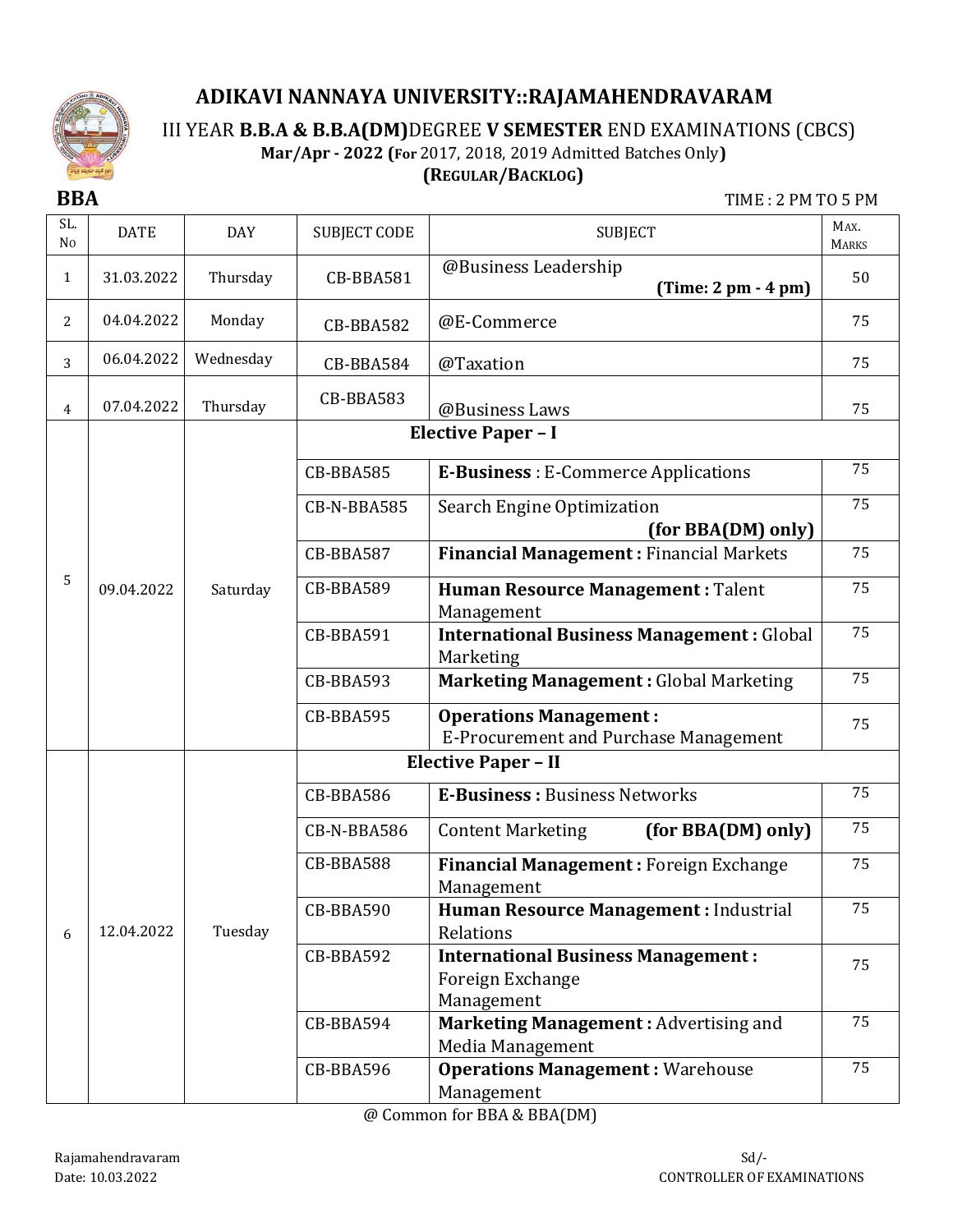# ADIKAVI NANNAYA UNIVERSITY::RAJAMAHENDRAVARAM

## III YEAR **B.B.A & B.B.A(DM)** DEGREE **V SEMESTER** END EXAMINATIONS (CBCS)

**Mar/Apr - 2022 (For** 2017, 2018, 2019 Admitted Batches Only**)**

**(REGULAR/BACKLOG)**

**BBA** TIME : 2 PM TO 5 PM

| SL. No | DATE | DAY | SUBJECT CODE | SUBJECT | MAX. MARKS |
|---|---|---|---|---|---|
| 1 | 31.03.2022 | Thursday | CB-BBA581 | @Business Leadership **(Time: 2 pm - 4 pm)** | 50 |
| 2 | 04.04.2022 | Monday | CB-BBA582 | @E-Commerce | 75 |
| 3 | 06.04.2022 | Wednesday | CB-BBA584 | @Taxation | 75 |
| 4 | 07.04.2022 | Thursday | CB-BBA583 | @Business Laws | 75 |
| 5 | 09.04.2022 | Saturday | **Elective Paper – I** | | |
| | | | CB-BBA585 | **E-Business** : E-Commerce Applications | 75 |
| | | | CB-N-BBA585 | Search Engine Optimization **(for BBA(DM) only)** | 75 |
| | | | CB-BBA587 | **Financial Management :** Financial Markets | 75 |
| | | | CB-BBA589 | **Human Resource Management :** Talent Management | 75 |
| | | | CB-BBA591 | **International Business Management :** Global Marketing | 75 |
| | | | CB-BBA593 | **Marketing Management :** Global Marketing | 75 |
| | | | CB-BBA595 | **Operations Management :** E-Procurement and Purchase Management | 75 |
| 6 | 12.04.2022 | Tuesday | **Elective Paper – II** | | |
| | | | CB-BBA586 | **E-Business :** Business Networks | 75 |
| | | | CB-N-BBA586 | Content Marketing **(for BBA(DM) only)** | 75 |
| | | | CB-BBA588 | **Financial Management :** Foreign Exchange Management | 75 |
| | | | CB-BBA590 | **Human Resource Management :** Industrial Relations | 75 |
| | | | CB-BBA592 | **International Business Management :** Foreign Exchange Management | 75 |
| | | | CB-BBA594 | **Marketing Management :** Advertising and Media Management | 75 |
| | | | CB-BBA596 | **Operations Management :** Warehouse Management | 75 |

@ Common for BBA & BBA(DM)

Rajamahendravaram
Date: 10.03.2022

Sd/-
CONTROLLER OF EXAMINATIONS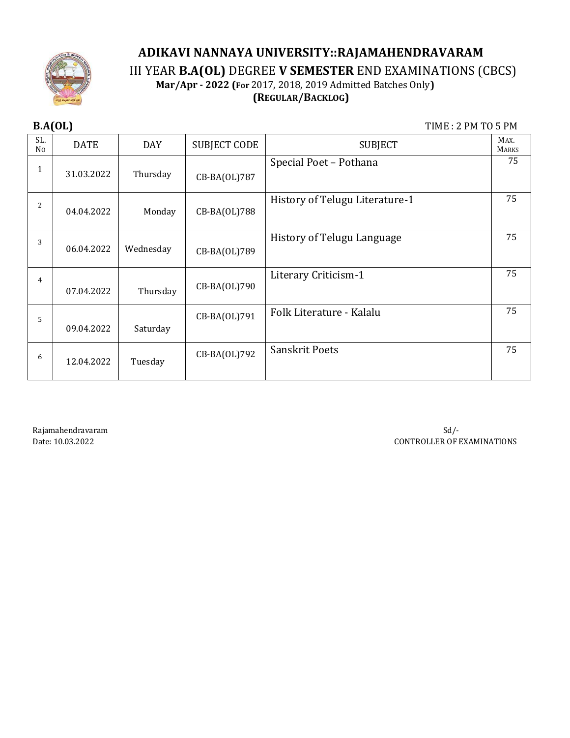# ADIKAVI NANNAYA UNIVERSITY::RAJAMAHENDRAVARAM

## III YEAR **B.A(OL)** DEGREE **V SEMESTER** END EXAMINATIONS (CBCS)

**Mar/Apr - 2022 (For** 2017, 2018, 2019 Admitted Batches Only**)**

**(REGULAR/BACKLOG)**

**B.A(OL)** TIME : 2 PM TO 5 PM

| SL. No | DATE | DAY | SUBJECT CODE | SUBJECT | MAX. MARKS |
|---|---|---|---|---|---|
| 1 | 31.03.2022 | Thursday | CB-BA(OL)787 | Special Poet – Pothana | 75 |
| 2 | 04.04.2022 | Monday | CB-BA(OL)788 | History of Telugu Literature-1 | 75 |
| 3 | 06.04.2022 | Wednesday | CB-BA(OL)789 | History of Telugu Language | 75 |
| 4 | 07.04.2022 | Thursday | CB-BA(OL)790 | Literary Criticism-1 | 75 |
| 5 | 09.04.2022 | Saturday | CB-BA(OL)791 | Folk Literature - Kalalu | 75 |
| 6 | 12.04.2022 | Tuesday | CB-BA(OL)792 | Sanskrit Poets | 75 |

Rajamahendravaram
Date: 10.03.2022

Sd/-
CONTROLLER OF EXAMINATIONS